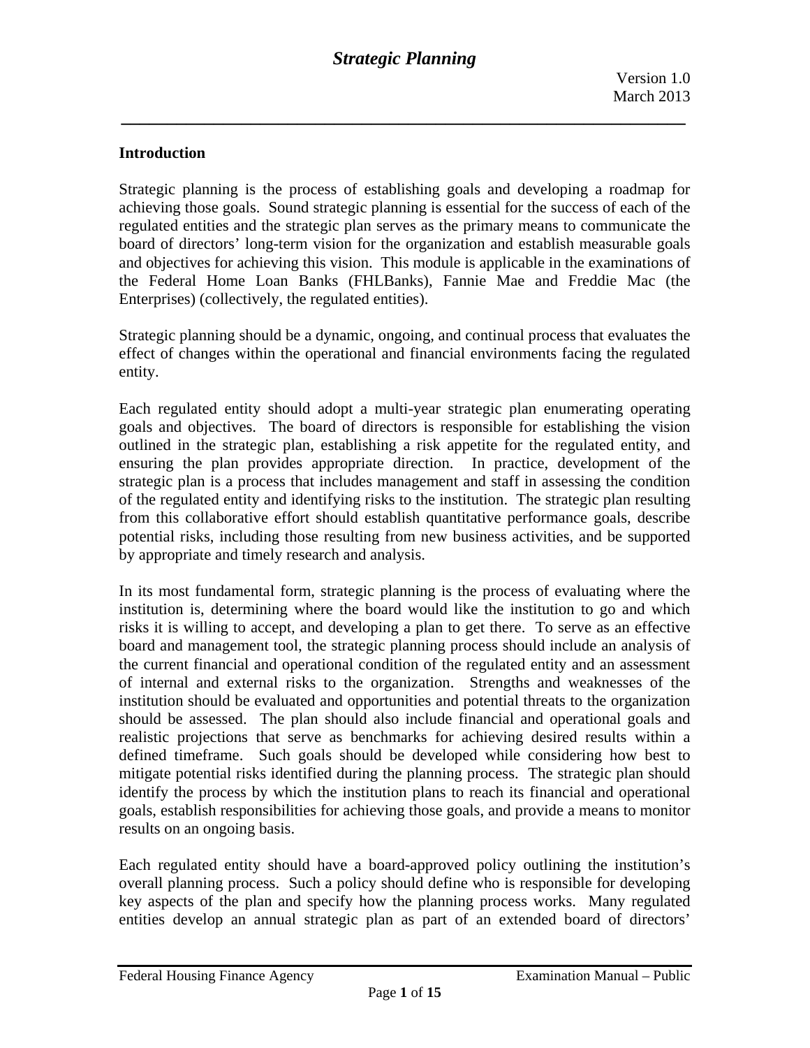# Strategic Planning

Version 1.0
March 2013

## Introduction

Strategic planning is the process of establishing goals and developing a roadmap for achieving those goals. Sound strategic planning is essential for the success of each of the regulated entities and the strategic plan serves as the primary means to communicate the board of directors' long-term vision for the organization and establish measurable goals and objectives for achieving this vision. This module is applicable in the examinations of the Federal Home Loan Banks (FHLBanks), Fannie Mae and Freddie Mac (the Enterprises) (collectively, the regulated entities).

Strategic planning should be a dynamic, ongoing, and continual process that evaluates the effect of changes within the operational and financial environments facing the regulated entity.

Each regulated entity should adopt a multi-year strategic plan enumerating operating goals and objectives. The board of directors is responsible for establishing the vision outlined in the strategic plan, establishing a risk appetite for the regulated entity, and ensuring the plan provides appropriate direction. In practice, development of the strategic plan is a process that includes management and staff in assessing the condition of the regulated entity and identifying risks to the institution. The strategic plan resulting from this collaborative effort should establish quantitative performance goals, describe potential risks, including those resulting from new business activities, and be supported by appropriate and timely research and analysis.

In its most fundamental form, strategic planning is the process of evaluating where the institution is, determining where the board would like the institution to go and which risks it is willing to accept, and developing a plan to get there. To serve as an effective board and management tool, the strategic planning process should include an analysis of the current financial and operational condition of the regulated entity and an assessment of internal and external risks to the organization. Strengths and weaknesses of the institution should be evaluated and opportunities and potential threats to the organization should be assessed. The plan should also include financial and operational goals and realistic projections that serve as benchmarks for achieving desired results within a defined timeframe. Such goals should be developed while considering how best to mitigate potential risks identified during the planning process. The strategic plan should identify the process by which the institution plans to reach its financial and operational goals, establish responsibilities for achieving those goals, and provide a means to monitor results on an ongoing basis.

Each regulated entity should have a board-approved policy outlining the institution's overall planning process. Such a policy should define who is responsible for developing key aspects of the plan and specify how the planning process works. Many regulated entities develop an annual strategic plan as part of an extended board of directors'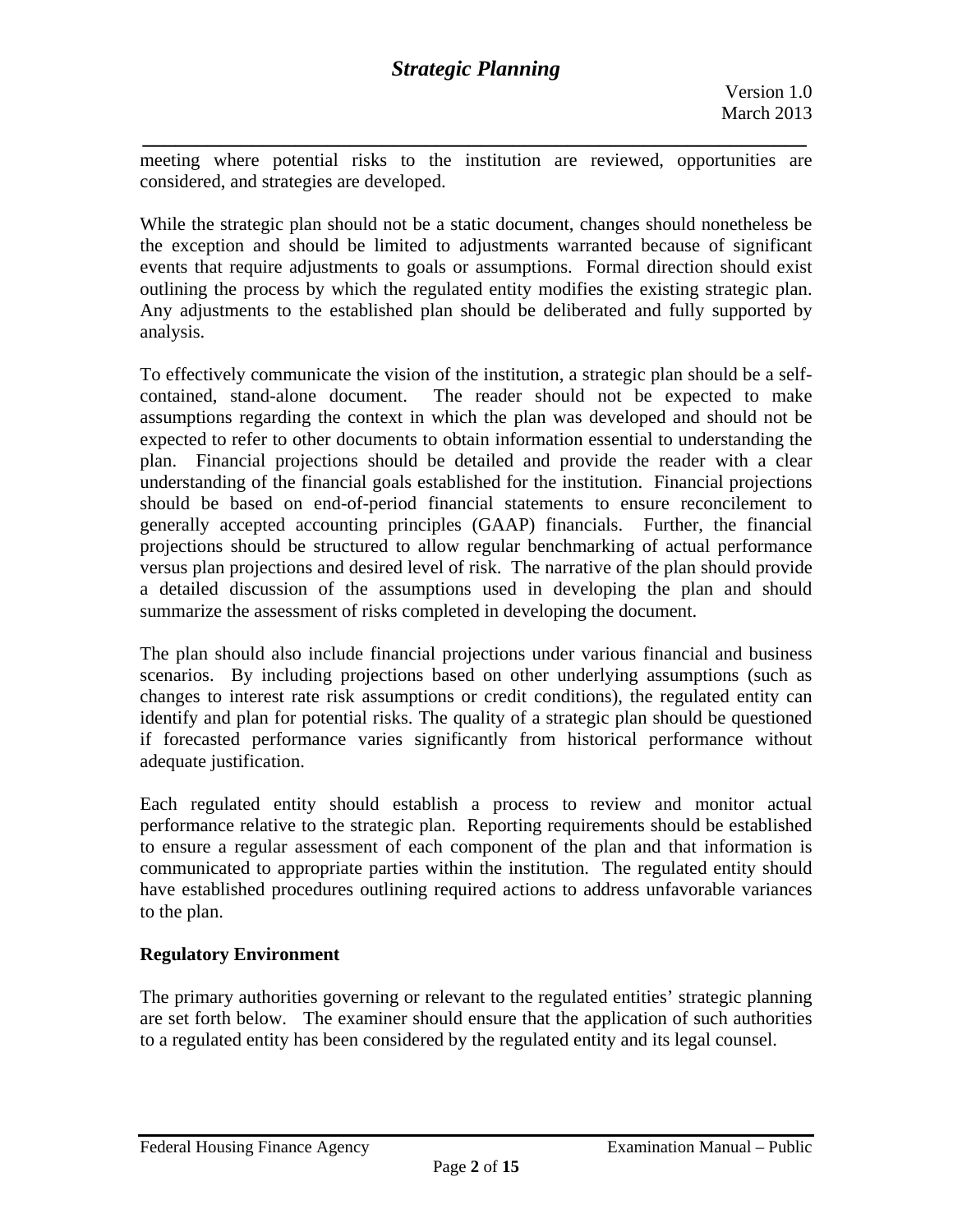meeting where potential risks to the institution are reviewed, opportunities are considered, and strategies are developed.

While the strategic plan should not be a static document, changes should nonetheless be the exception and should be limited to adjustments warranted because of significant events that require adjustments to goals or assumptions. Formal direction should exist outlining the process by which the regulated entity modifies the existing strategic plan. Any adjustments to the established plan should be deliberated and fully supported by analysis.

To effectively communicate the vision of the institution, a strategic plan should be a self-contained, stand-alone document. The reader should not be expected to make assumptions regarding the context in which the plan was developed and should not be expected to refer to other documents to obtain information essential to understanding the plan. Financial projections should be detailed and provide the reader with a clear understanding of the financial goals established for the institution. Financial projections should be based on end-of-period financial statements to ensure reconcilement to generally accepted accounting principles (GAAP) financials. Further, the financial projections should be structured to allow regular benchmarking of actual performance versus plan projections and desired level of risk. The narrative of the plan should provide a detailed discussion of the assumptions used in developing the plan and should summarize the assessment of risks completed in developing the document.

The plan should also include financial projections under various financial and business scenarios. By including projections based on other underlying assumptions (such as changes to interest rate risk assumptions or credit conditions), the regulated entity can identify and plan for potential risks. The quality of a strategic plan should be questioned if forecasted performance varies significantly from historical performance without adequate justification.

Each regulated entity should establish a process to review and monitor actual performance relative to the strategic plan. Reporting requirements should be established to ensure a regular assessment of each component of the plan and that information is communicated to appropriate parties within the institution. The regulated entity should have established procedures outlining required actions to address unfavorable variances to the plan.

**Regulatory Environment**

The primary authorities governing or relevant to the regulated entities' strategic planning are set forth below. The examiner should ensure that the application of such authorities to a regulated entity has been considered by the regulated entity and its legal counsel.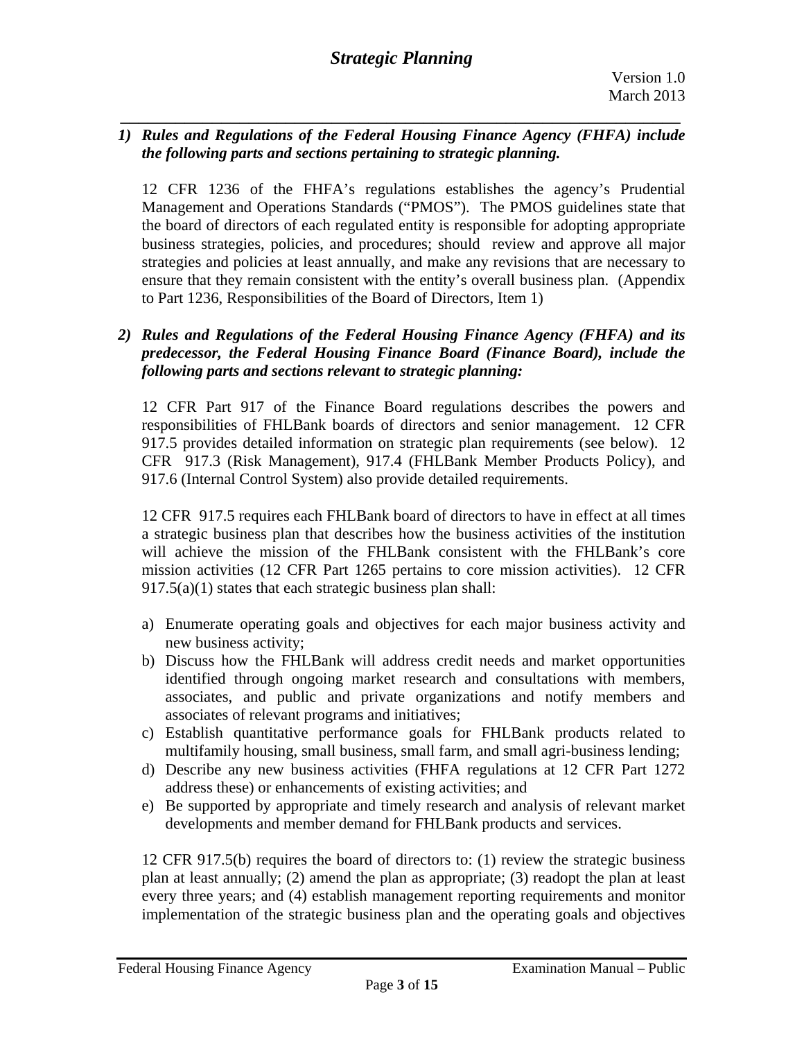*1) Rules and Regulations of the Federal Housing Finance Agency (FHFA) include the following parts and sections pertaining to strategic planning.*

12 CFR 1236 of the FHFA's regulations establishes the agency's Prudential Management and Operations Standards ("PMOS"). The PMOS guidelines state that the board of directors of each regulated entity is responsible for adopting appropriate business strategies, policies, and procedures; should review and approve all major strategies and policies at least annually, and make any revisions that are necessary to ensure that they remain consistent with the entity's overall business plan. (Appendix to Part 1236, Responsibilities of the Board of Directors, Item 1)

*2) Rules and Regulations of the Federal Housing Finance Agency (FHFA) and its predecessor, the Federal Housing Finance Board (Finance Board), include the following parts and sections relevant to strategic planning:*

12 CFR Part 917 of the Finance Board regulations describes the powers and responsibilities of FHLBank boards of directors and senior management. 12 CFR 917.5 provides detailed information on strategic plan requirements (see below). 12 CFR 917.3 (Risk Management), 917.4 (FHLBank Member Products Policy), and 917.6 (Internal Control System) also provide detailed requirements.

12 CFR 917.5 requires each FHLBank board of directors to have in effect at all times a strategic business plan that describes how the business activities of the institution will achieve the mission of the FHLBank consistent with the FHLBank's core mission activities (12 CFR Part 1265 pertains to core mission activities). 12 CFR 917.5(a)(1) states that each strategic business plan shall:

a) Enumerate operating goals and objectives for each major business activity and new business activity;
b) Discuss how the FHLBank will address credit needs and market opportunities identified through ongoing market research and consultations with members, associates, and public and private organizations and notify members and associates of relevant programs and initiatives;
c) Establish quantitative performance goals for FHLBank products related to multifamily housing, small business, small farm, and small agri-business lending;
d) Describe any new business activities (FHFA regulations at 12 CFR Part 1272 address these) or enhancements of existing activities; and
e) Be supported by appropriate and timely research and analysis of relevant market developments and member demand for FHLBank products and services.

12 CFR 917.5(b) requires the board of directors to: (1) review the strategic business plan at least annually; (2) amend the plan as appropriate; (3) readopt the plan at least every three years; and (4) establish management reporting requirements and monitor implementation of the strategic business plan and the operating goals and objectives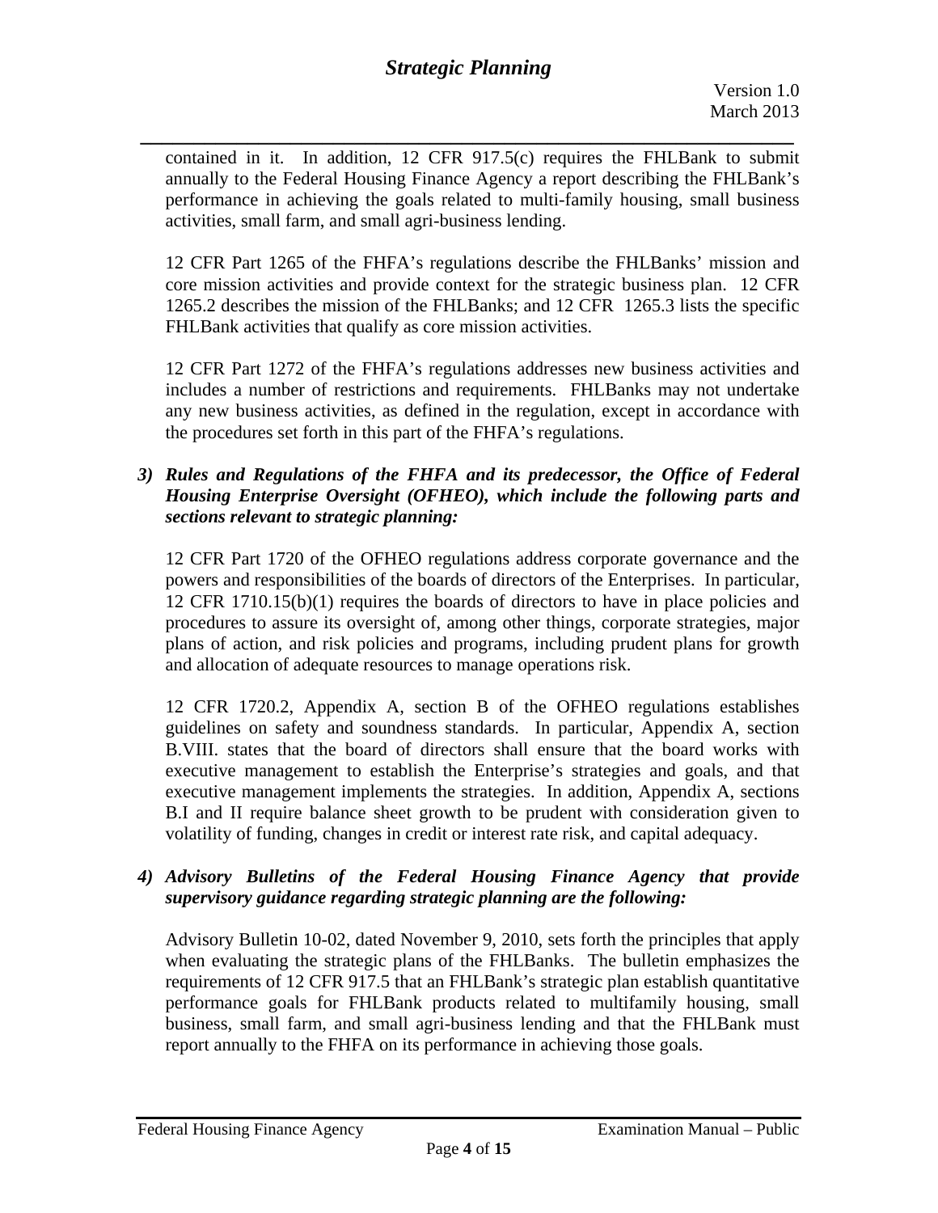contained in it. In addition, 12 CFR 917.5(c) requires the FHLBank to submit annually to the Federal Housing Finance Agency a report describing the FHLBank's performance in achieving the goals related to multi-family housing, small business activities, small farm, and small agri-business lending.

12 CFR Part 1265 of the FHFA's regulations describe the FHLBanks' mission and core mission activities and provide context for the strategic business plan. 12 CFR 1265.2 describes the mission of the FHLBanks; and 12 CFR 1265.3 lists the specific FHLBank activities that qualify as core mission activities.

12 CFR Part 1272 of the FHFA's regulations addresses new business activities and includes a number of restrictions and requirements. FHLBanks may not undertake any new business activities, as defined in the regulation, except in accordance with the procedures set forth in this part of the FHFA's regulations.

3) ***Rules and Regulations of the FHFA and its predecessor, the Office of Federal Housing Enterprise Oversight (OFHEO), which include the following parts and sections relevant to strategic planning:***

   12 CFR Part 1720 of the OFHEO regulations address corporate governance and the powers and responsibilities of the boards of directors of the Enterprises. In particular, 12 CFR 1710.15(b)(1) requires the boards of directors to have in place policies and procedures to assure its oversight of, among other things, corporate strategies, major plans of action, and risk policies and programs, including prudent plans for growth and allocation of adequate resources to manage operations risk.

   12 CFR 1720.2, Appendix A, section B of the OFHEO regulations establishes guidelines on safety and soundness standards. In particular, Appendix A, section B.VIII. states that the board of directors shall ensure that the board works with executive management to establish the Enterprise's strategies and goals, and that executive management implements the strategies. In addition, Appendix A, sections B.I and II require balance sheet growth to be prudent with consideration given to volatility of funding, changes in credit or interest rate risk, and capital adequacy.

4) ***Advisory Bulletins of the Federal Housing Finance Agency that provide supervisory guidance regarding strategic planning are the following:***

   Advisory Bulletin 10-02, dated November 9, 2010, sets forth the principles that apply when evaluating the strategic plans of the FHLBanks. The bulletin emphasizes the requirements of 12 CFR 917.5 that an FHLBank's strategic plan establish quantitative performance goals for FHLBank products related to multifamily housing, small business, small farm, and small agri-business lending and that the FHLBank must report annually to the FHFA on its performance in achieving those goals.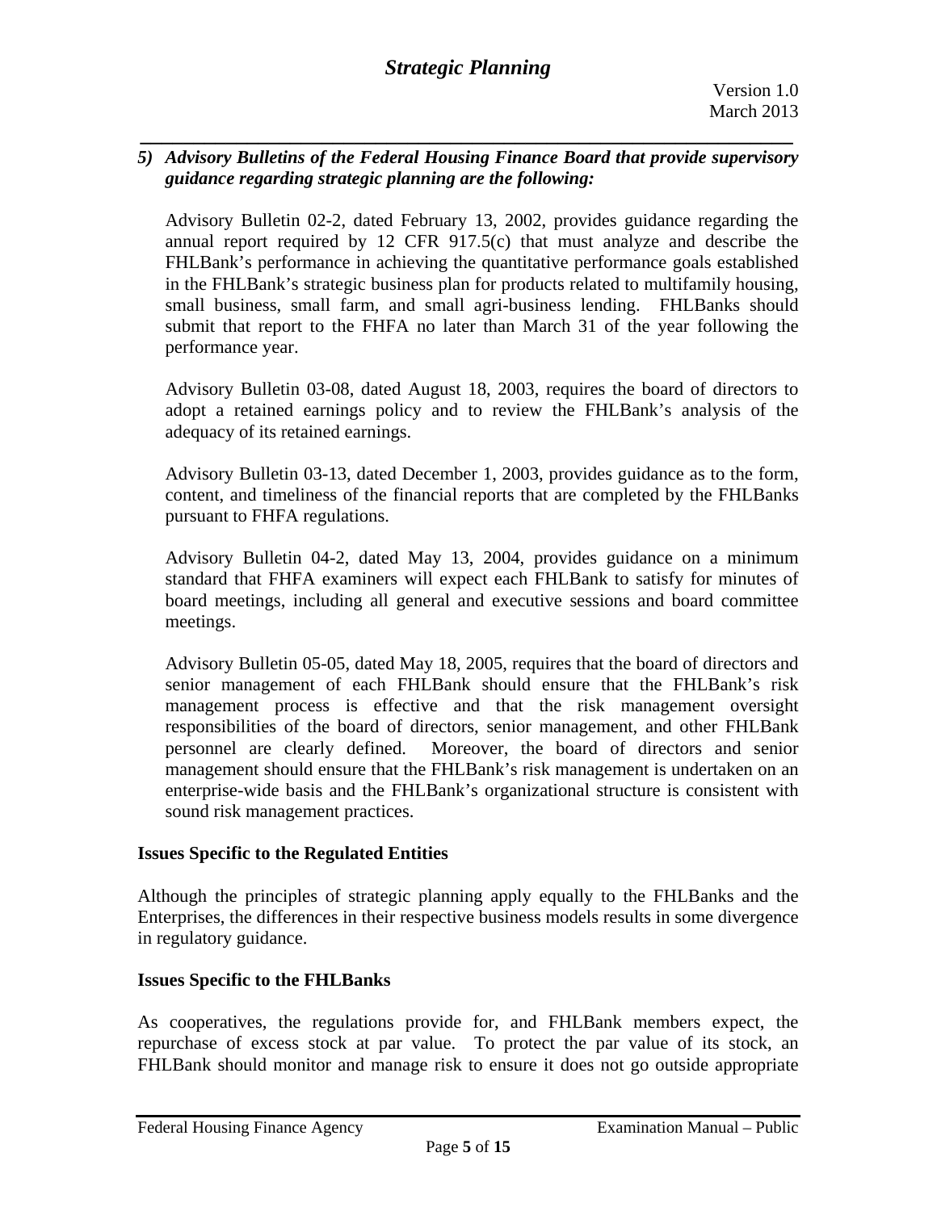5) ***Advisory Bulletins of the Federal Housing Finance Board that provide supervisory guidance regarding strategic planning are the following:***

   Advisory Bulletin 02-2, dated February 13, 2002, provides guidance regarding the annual report required by 12 CFR 917.5(c) that must analyze and describe the FHLBank's performance in achieving the quantitative performance goals established in the FHLBank's strategic business plan for products related to multifamily housing, small business, small farm, and small agri-business lending. FHLBanks should submit that report to the FHFA no later than March 31 of the year following the performance year.

   Advisory Bulletin 03-08, dated August 18, 2003, requires the board of directors to adopt a retained earnings policy and to review the FHLBank's analysis of the adequacy of its retained earnings.

   Advisory Bulletin 03-13, dated December 1, 2003, provides guidance as to the form, content, and timeliness of the financial reports that are completed by the FHLBanks pursuant to FHFA regulations.

   Advisory Bulletin 04-2, dated May 13, 2004, provides guidance on a minimum standard that FHFA examiners will expect each FHLBank to satisfy for minutes of board meetings, including all general and executive sessions and board committee meetings.

   Advisory Bulletin 05-05, dated May 18, 2005, requires that the board of directors and senior management of each FHLBank should ensure that the FHLBank's risk management process is effective and that the risk management oversight responsibilities of the board of directors, senior management, and other FHLBank personnel are clearly defined. Moreover, the board of directors and senior management should ensure that the FHLBank's risk management is undertaken on an enterprise-wide basis and the FHLBank's organizational structure is consistent with sound risk management practices.

**Issues Specific to the Regulated Entities**

Although the principles of strategic planning apply equally to the FHLBanks and the Enterprises, the differences in their respective business models results in some divergence in regulatory guidance.

**Issues Specific to the FHLBanks**

As cooperatives, the regulations provide for, and FHLBank members expect, the repurchase of excess stock at par value. To protect the par value of its stock, an FHLBank should monitor and manage risk to ensure it does not go outside appropriate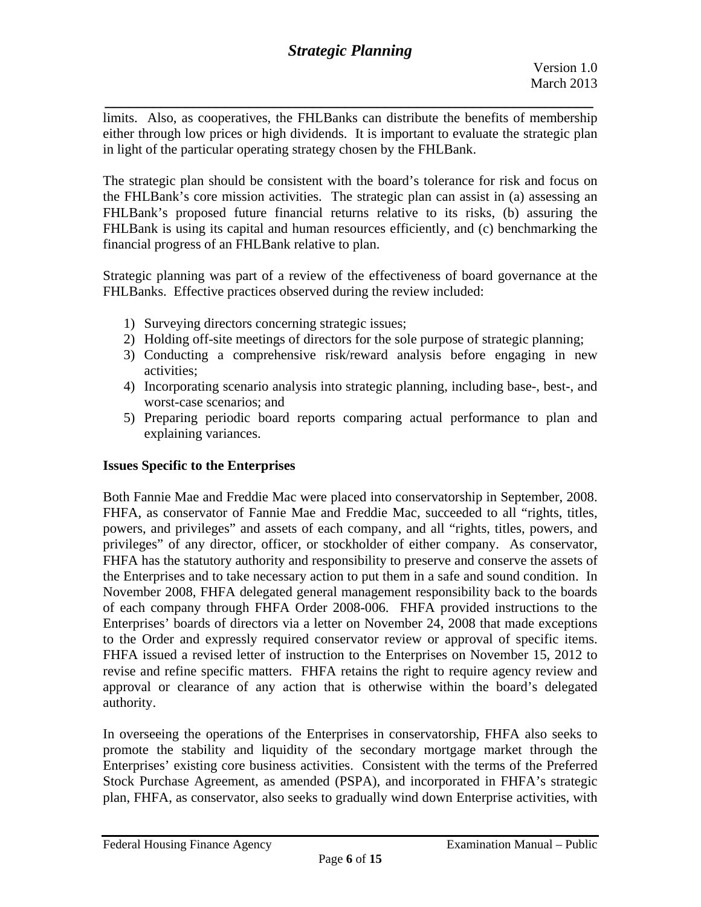limits. Also, as cooperatives, the FHLBanks can distribute the benefits of membership either through low prices or high dividends. It is important to evaluate the strategic plan in light of the particular operating strategy chosen by the FHLBank.

The strategic plan should be consistent with the board's tolerance for risk and focus on the FHLBank's core mission activities. The strategic plan can assist in (a) assessing an FHLBank's proposed future financial returns relative to its risks, (b) assuring the FHLBank is using its capital and human resources efficiently, and (c) benchmarking the financial progress of an FHLBank relative to plan.

Strategic planning was part of a review of the effectiveness of board governance at the FHLBanks. Effective practices observed during the review included:

1) Surveying directors concerning strategic issues;
2) Holding off-site meetings of directors for the sole purpose of strategic planning;
3) Conducting a comprehensive risk/reward analysis before engaging in new activities;
4) Incorporating scenario analysis into strategic planning, including base-, best-, and worst-case scenarios; and
5) Preparing periodic board reports comparing actual performance to plan and explaining variances.

**Issues Specific to the Enterprises**

Both Fannie Mae and Freddie Mac were placed into conservatorship in September, 2008. FHFA, as conservator of Fannie Mae and Freddie Mac, succeeded to all "rights, titles, powers, and privileges" and assets of each company, and all "rights, titles, powers, and privileges" of any director, officer, or stockholder of either company. As conservator, FHFA has the statutory authority and responsibility to preserve and conserve the assets of the Enterprises and to take necessary action to put them in a safe and sound condition. In November 2008, FHFA delegated general management responsibility back to the boards of each company through FHFA Order 2008-006. FHFA provided instructions to the Enterprises' boards of directors via a letter on November 24, 2008 that made exceptions to the Order and expressly required conservator review or approval of specific items. FHFA issued a revised letter of instruction to the Enterprises on November 15, 2012 to revise and refine specific matters. FHFA retains the right to require agency review and approval or clearance of any action that is otherwise within the board's delegated authority.

In overseeing the operations of the Enterprises in conservatorship, FHFA also seeks to promote the stability and liquidity of the secondary mortgage market through the Enterprises' existing core business activities. Consistent with the terms of the Preferred Stock Purchase Agreement, as amended (PSPA), and incorporated in FHFA's strategic plan, FHFA, as conservator, also seeks to gradually wind down Enterprise activities, with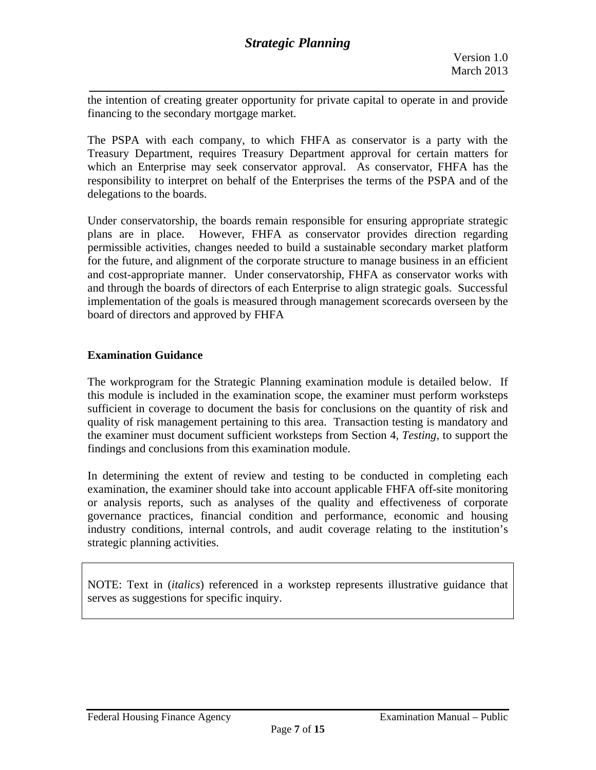the intention of creating greater opportunity for private capital to operate in and provide financing to the secondary mortgage market.

The PSPA with each company, to which FHFA as conservator is a party with the Treasury Department, requires Treasury Department approval for certain matters for which an Enterprise may seek conservator approval. As conservator, FHFA has the responsibility to interpret on behalf of the Enterprises the terms of the PSPA and of the delegations to the boards.

Under conservatorship, the boards remain responsible for ensuring appropriate strategic plans are in place. However, FHFA as conservator provides direction regarding permissible activities, changes needed to build a sustainable secondary market platform for the future, and alignment of the corporate structure to manage business in an efficient and cost-appropriate manner. Under conservatorship, FHFA as conservator works with and through the boards of directors of each Enterprise to align strategic goals. Successful implementation of the goals is measured through management scorecards overseen by the board of directors and approved by FHFA

## Examination Guidance

The workprogram for the Strategic Planning examination module is detailed below. If this module is included in the examination scope, the examiner must perform worksteps sufficient in coverage to document the basis for conclusions on the quantity of risk and quality of risk management pertaining to this area. Transaction testing is mandatory and the examiner must document sufficient worksteps from Section 4, *Testing*, to support the findings and conclusions from this examination module.

In determining the extent of review and testing to be conducted in completing each examination, the examiner should take into account applicable FHFA off-site monitoring or analysis reports, such as analyses of the quality and effectiveness of corporate governance practices, financial condition and performance, economic and housing industry conditions, internal controls, and audit coverage relating to the institution's strategic planning activities.

> NOTE: Text in (*italics*) referenced in a workstep represents illustrative guidance that serves as suggestions for specific inquiry.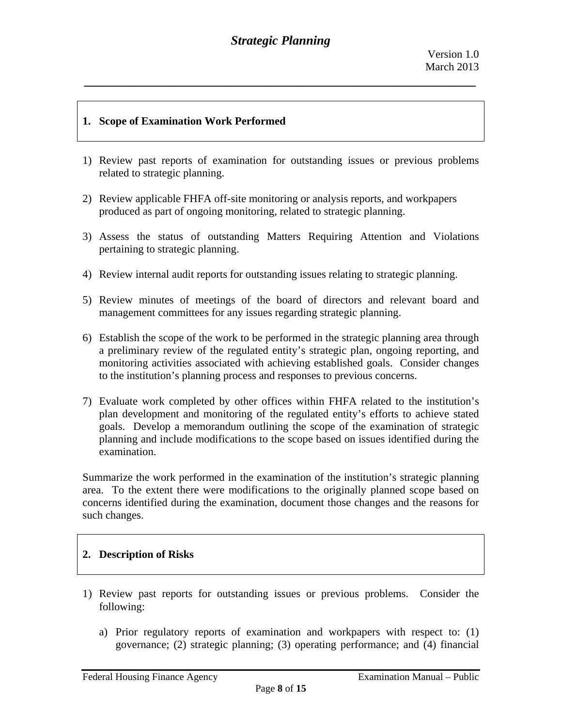## 1. Scope of Examination Work Performed

1) Review past reports of examination for outstanding issues or previous problems related to strategic planning.

2) Review applicable FHFA off-site monitoring or analysis reports, and workpapers produced as part of ongoing monitoring, related to strategic planning.

3) Assess the status of outstanding Matters Requiring Attention and Violations pertaining to strategic planning.

4) Review internal audit reports for outstanding issues relating to strategic planning.

5) Review minutes of meetings of the board of directors and relevant board and management committees for any issues regarding strategic planning.

6) Establish the scope of the work to be performed in the strategic planning area through a preliminary review of the regulated entity's strategic plan, ongoing reporting, and monitoring activities associated with achieving established goals. Consider changes to the institution's planning process and responses to previous concerns.

7) Evaluate work completed by other offices within FHFA related to the institution's plan development and monitoring of the regulated entity's efforts to achieve stated goals. Develop a memorandum outlining the scope of the examination of strategic planning and include modifications to the scope based on issues identified during the examination.

Summarize the work performed in the examination of the institution's strategic planning area. To the extent there were modifications to the originally planned scope based on concerns identified during the examination, document those changes and the reasons for such changes.

## 2. Description of Risks

1) Review past reports for outstanding issues or previous problems. Consider the following:

   a) Prior regulatory reports of examination and workpapers with respect to: (1) governance; (2) strategic planning; (3) operating performance; and (4) financial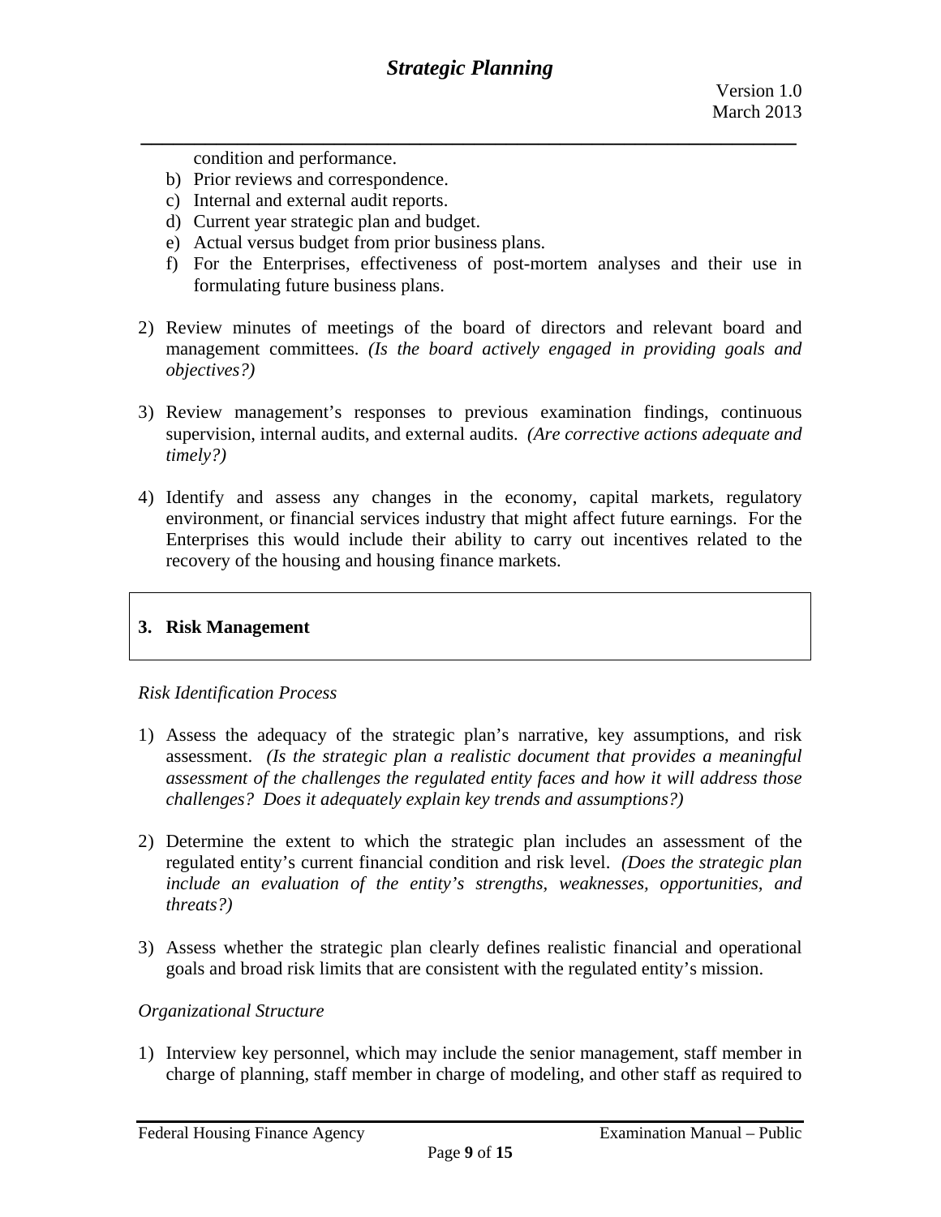condition and performance.

b) Prior reviews and correspondence.
c) Internal and external audit reports.
d) Current year strategic plan and budget.
e) Actual versus budget from prior business plans.
f) For the Enterprises, effectiveness of post-mortem analyses and their use in formulating future business plans.

2) Review minutes of meetings of the board of directors and relevant board and management committees. *(Is the board actively engaged in providing goals and objectives?)*

3) Review management's responses to previous examination findings, continuous supervision, internal audits, and external audits. *(Are corrective actions adequate and timely?)*

4) Identify and assess any changes in the economy, capital markets, regulatory environment, or financial services industry that might affect future earnings. For the Enterprises this would include their ability to carry out incentives related to the recovery of the housing and housing finance markets.

## 3. Risk Management

*Risk Identification Process*

1) Assess the adequacy of the strategic plan's narrative, key assumptions, and risk assessment. *(Is the strategic plan a realistic document that provides a meaningful assessment of the challenges the regulated entity faces and how it will address those challenges? Does it adequately explain key trends and assumptions?)*

2) Determine the extent to which the strategic plan includes an assessment of the regulated entity's current financial condition and risk level. *(Does the strategic plan include an evaluation of the entity's strengths, weaknesses, opportunities, and threats?)*

3) Assess whether the strategic plan clearly defines realistic financial and operational goals and broad risk limits that are consistent with the regulated entity's mission.

*Organizational Structure*

1) Interview key personnel, which may include the senior management, staff member in charge of planning, staff member in charge of modeling, and other staff as required to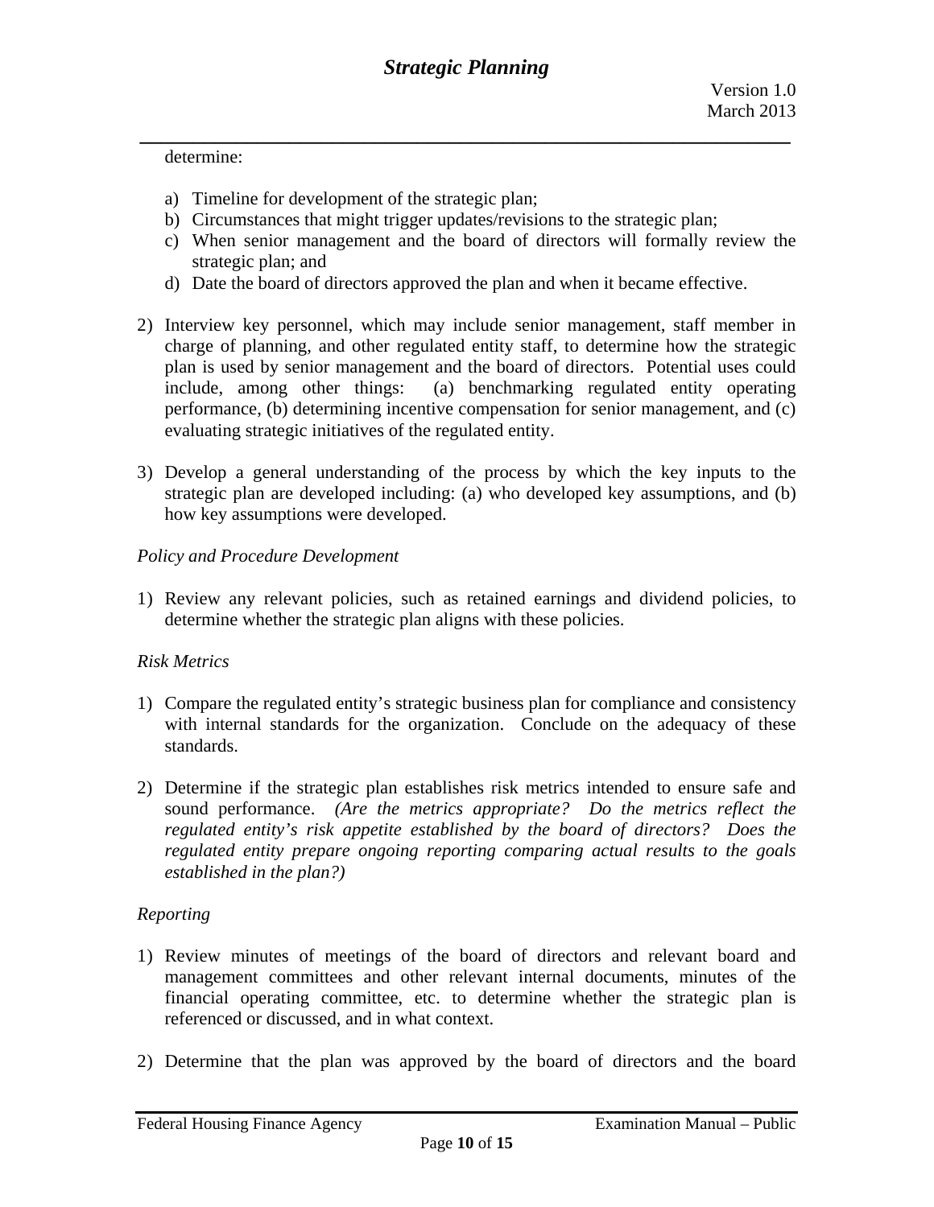determine:

a) Timeline for development of the strategic plan;
b) Circumstances that might trigger updates/revisions to the strategic plan;
c) When senior management and the board of directors will formally review the strategic plan; and
d) Date the board of directors approved the plan and when it became effective.

2) Interview key personnel, which may include senior management, staff member in charge of planning, and other regulated entity staff, to determine how the strategic plan is used by senior management and the board of directors. Potential uses could include, among other things: (a) benchmarking regulated entity operating performance, (b) determining incentive compensation for senior management, and (c) evaluating strategic initiatives of the regulated entity.

3) Develop a general understanding of the process by which the key inputs to the strategic plan are developed including: (a) who developed key assumptions, and (b) how key assumptions were developed.

*Policy and Procedure Development*

1) Review any relevant policies, such as retained earnings and dividend policies, to determine whether the strategic plan aligns with these policies.

*Risk Metrics*

1) Compare the regulated entity's strategic business plan for compliance and consistency with internal standards for the organization. Conclude on the adequacy of these standards.

2) Determine if the strategic plan establishes risk metrics intended to ensure safe and sound performance. *(Are the metrics appropriate? Do the metrics reflect the regulated entity's risk appetite established by the board of directors? Does the regulated entity prepare ongoing reporting comparing actual results to the goals established in the plan?)*

*Reporting*

1) Review minutes of meetings of the board of directors and relevant board and management committees and other relevant internal documents, minutes of the financial operating committee, etc. to determine whether the strategic plan is referenced or discussed, and in what context.

2) Determine that the plan was approved by the board of directors and the board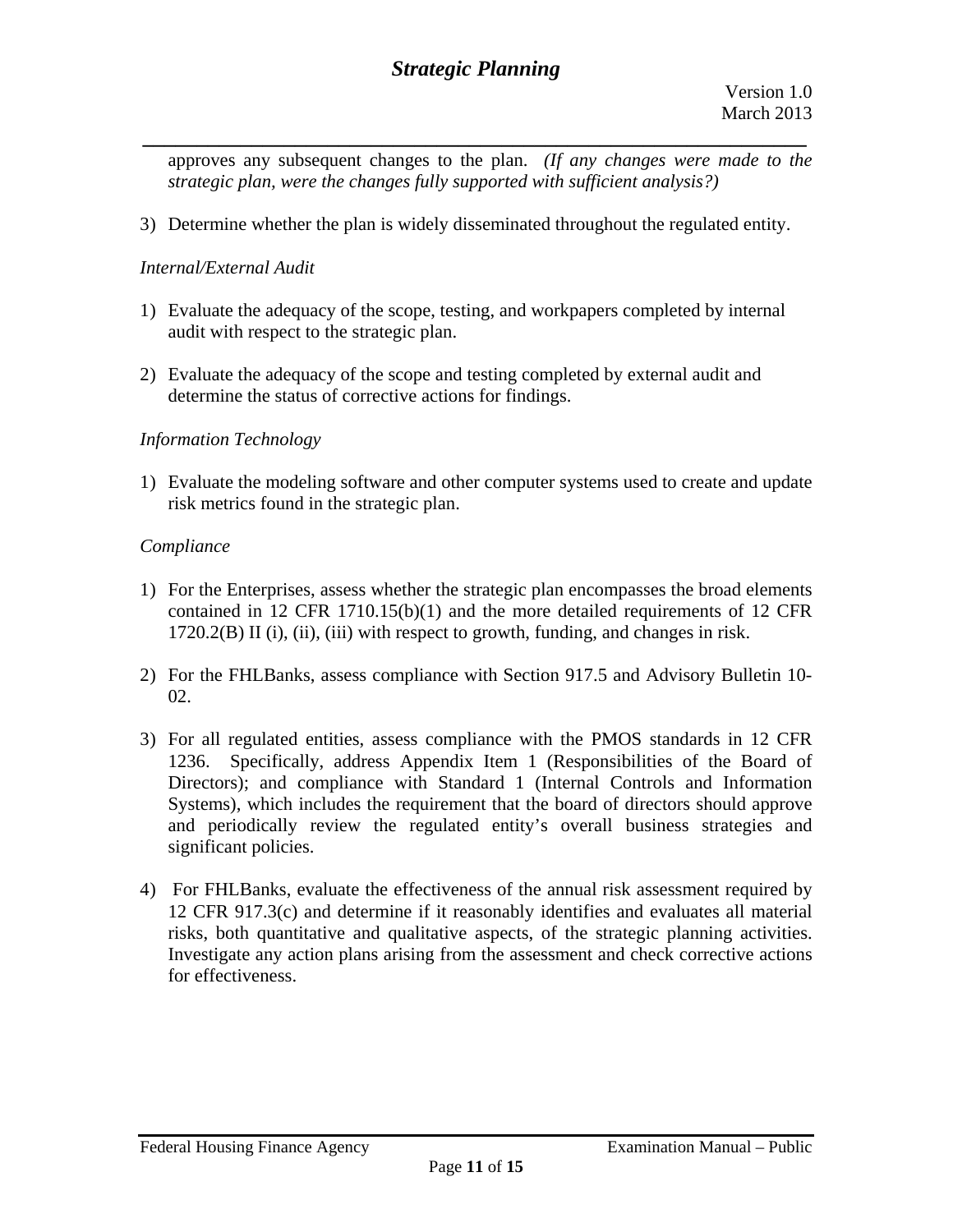approves any subsequent changes to the plan. *(If any changes were made to the strategic plan, were the changes fully supported with sufficient analysis?)*

3) Determine whether the plan is widely disseminated throughout the regulated entity.

*Internal/External Audit*

1) Evaluate the adequacy of the scope, testing, and workpapers completed by internal audit with respect to the strategic plan.

2) Evaluate the adequacy of the scope and testing completed by external audit and determine the status of corrective actions for findings.

*Information Technology*

1) Evaluate the modeling software and other computer systems used to create and update risk metrics found in the strategic plan.

*Compliance*

1) For the Enterprises, assess whether the strategic plan encompasses the broad elements contained in 12 CFR 1710.15(b)(1) and the more detailed requirements of 12 CFR 1720.2(B) II (i), (ii), (iii) with respect to growth, funding, and changes in risk.

2) For the FHLBanks, assess compliance with Section 917.5 and Advisory Bulletin 10-02.

3) For all regulated entities, assess compliance with the PMOS standards in 12 CFR 1236. Specifically, address Appendix Item 1 (Responsibilities of the Board of Directors); and compliance with Standard 1 (Internal Controls and Information Systems), which includes the requirement that the board of directors should approve and periodically review the regulated entity's overall business strategies and significant policies.

4) For FHLBanks, evaluate the effectiveness of the annual risk assessment required by 12 CFR 917.3(c) and determine if it reasonably identifies and evaluates all material risks, both quantitative and qualitative aspects, of the strategic planning activities. Investigate any action plans arising from the assessment and check corrective actions for effectiveness.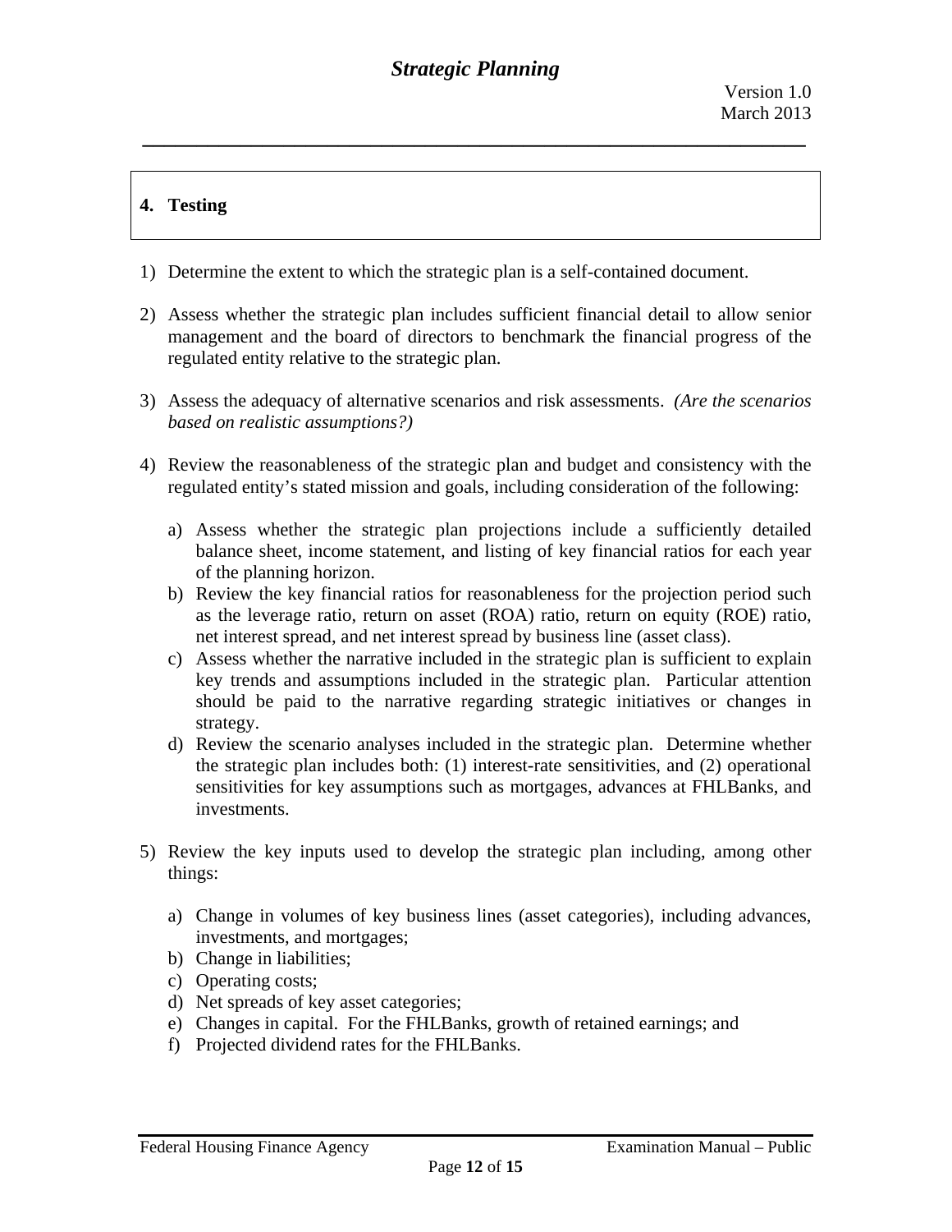## 4. Testing

1) Determine the extent to which the strategic plan is a self-contained document.

2) Assess whether the strategic plan includes sufficient financial detail to allow senior management and the board of directors to benchmark the financial progress of the regulated entity relative to the strategic plan.

3) Assess the adequacy of alternative scenarios and risk assessments. *(Are the scenarios based on realistic assumptions?)*

4) Review the reasonableness of the strategic plan and budget and consistency with the regulated entity's stated mission and goals, including consideration of the following:

   a) Assess whether the strategic plan projections include a sufficiently detailed balance sheet, income statement, and listing of key financial ratios for each year of the planning horizon.
   b) Review the key financial ratios for reasonableness for the projection period such as the leverage ratio, return on asset (ROA) ratio, return on equity (ROE) ratio, net interest spread, and net interest spread by business line (asset class).
   c) Assess whether the narrative included in the strategic plan is sufficient to explain key trends and assumptions included in the strategic plan. Particular attention should be paid to the narrative regarding strategic initiatives or changes in strategy.
   d) Review the scenario analyses included in the strategic plan. Determine whether the strategic plan includes both: (1) interest-rate sensitivities, and (2) operational sensitivities for key assumptions such as mortgages, advances at FHLBanks, and investments.

5) Review the key inputs used to develop the strategic plan including, among other things:

   a) Change in volumes of key business lines (asset categories), including advances, investments, and mortgages;
   b) Change in liabilities;
   c) Operating costs;
   d) Net spreads of key asset categories;
   e) Changes in capital. For the FHLBanks, growth of retained earnings; and
   f) Projected dividend rates for the FHLBanks.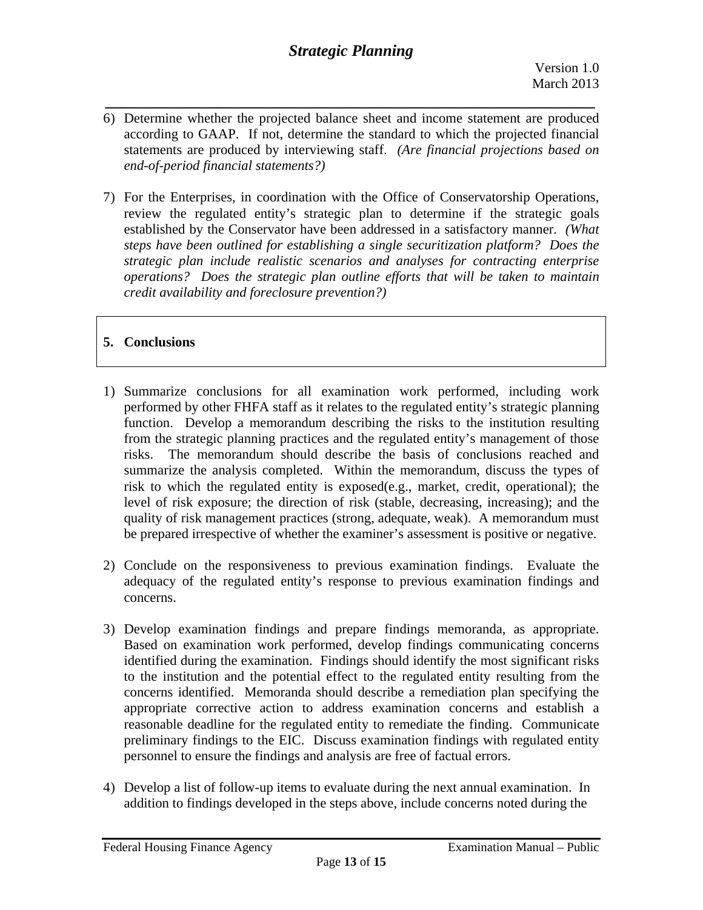6) Determine whether the projected balance sheet and income statement are produced according to GAAP. If not, determine the standard to which the projected financial statements are produced by interviewing staff. *(Are financial projections based on end-of-period financial statements?)*

7) For the Enterprises, in coordination with the Office of Conservatorship Operations, review the regulated entity's strategic plan to determine if the strategic goals established by the Conservator have been addressed in a satisfactory manner. *(What steps have been outlined for establishing a single securitization platform? Does the strategic plan include realistic scenarios and analyses for contracting enterprise operations? Does the strategic plan outline efforts that will be taken to maintain credit availability and foreclosure prevention?)*

## 5. Conclusions

1) Summarize conclusions for all examination work performed, including work performed by other FHFA staff as it relates to the regulated entity's strategic planning function. Develop a memorandum describing the risks to the institution resulting from the strategic planning practices and the regulated entity's management of those risks. The memorandum should describe the basis of conclusions reached and summarize the analysis completed. Within the memorandum, discuss the types of risk to which the regulated entity is exposed(e.g., market, credit, operational); the level of risk exposure; the direction of risk (stable, decreasing, increasing); and the quality of risk management practices (strong, adequate, weak). A memorandum must be prepared irrespective of whether the examiner's assessment is positive or negative.

2) Conclude on the responsiveness to previous examination findings. Evaluate the adequacy of the regulated entity's response to previous examination findings and concerns.

3) Develop examination findings and prepare findings memoranda, as appropriate. Based on examination work performed, develop findings communicating concerns identified during the examination. Findings should identify the most significant risks to the institution and the potential effect to the regulated entity resulting from the concerns identified. Memoranda should describe a remediation plan specifying the appropriate corrective action to address examination concerns and establish a reasonable deadline for the regulated entity to remediate the finding. Communicate preliminary findings to the EIC. Discuss examination findings with regulated entity personnel to ensure the findings and analysis are free of factual errors.

4) Develop a list of follow-up items to evaluate during the next annual examination. In addition to findings developed in the steps above, include concerns noted during the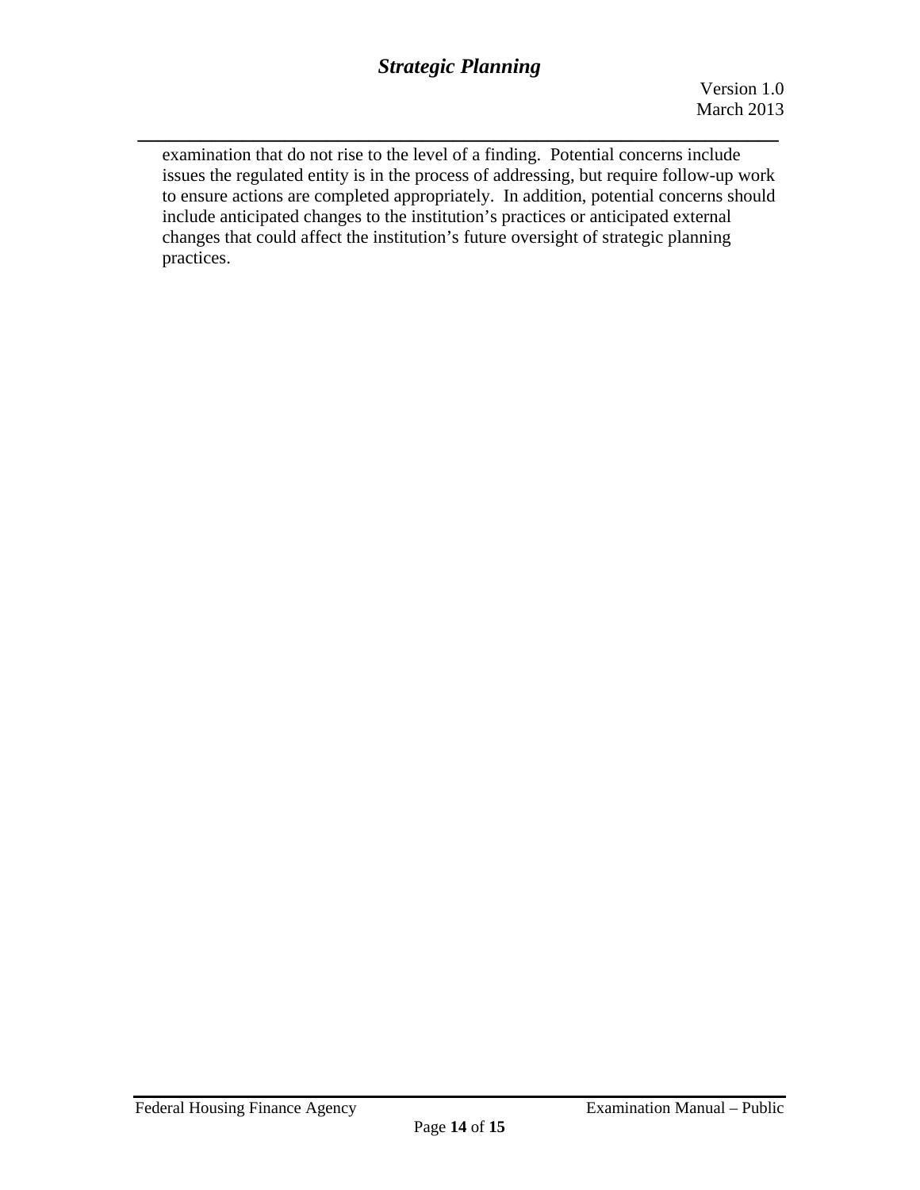examination that do not rise to the level of a finding. Potential concerns include issues the regulated entity is in the process of addressing, but require follow-up work to ensure actions are completed appropriately. In addition, potential concerns should include anticipated changes to the institution's practices or anticipated external changes that could affect the institution's future oversight of strategic planning practices.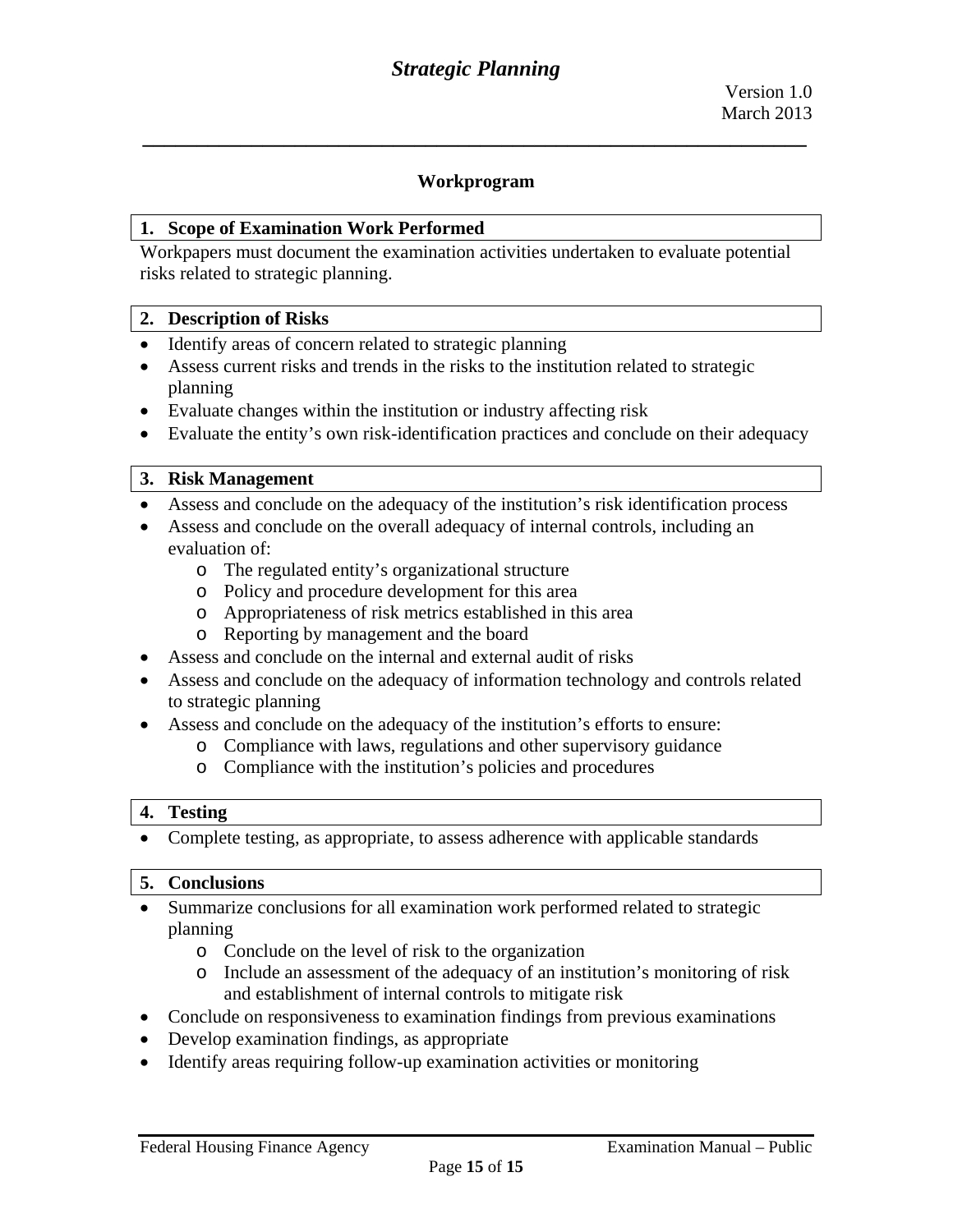## Workprogram

### 1. Scope of Examination Work Performed

Workpapers must document the examination activities undertaken to evaluate potential risks related to strategic planning.

### 2. Description of Risks

- Identify areas of concern related to strategic planning
- Assess current risks and trends in the risks to the institution related to strategic planning
- Evaluate changes within the institution or industry affecting risk
- Evaluate the entity's own risk-identification practices and conclude on their adequacy

### 3. Risk Management

- Assess and conclude on the adequacy of the institution's risk identification process
- Assess and conclude on the overall adequacy of internal controls, including an evaluation of:
  - The regulated entity's organizational structure
  - Policy and procedure development for this area
  - Appropriateness of risk metrics established in this area
  - Reporting by management and the board
- Assess and conclude on the internal and external audit of risks
- Assess and conclude on the adequacy of information technology and controls related to strategic planning
- Assess and conclude on the adequacy of the institution's efforts to ensure:
  - Compliance with laws, regulations and other supervisory guidance
  - Compliance with the institution's policies and procedures

### 4. Testing

- Complete testing, as appropriate, to assess adherence with applicable standards

### 5. Conclusions

- Summarize conclusions for all examination work performed related to strategic planning
  - Conclude on the level of risk to the organization
  - Include an assessment of the adequacy of an institution's monitoring of risk and establishment of internal controls to mitigate risk
- Conclude on responsiveness to examination findings from previous examinations
- Develop examination findings, as appropriate
- Identify areas requiring follow-up examination activities or monitoring